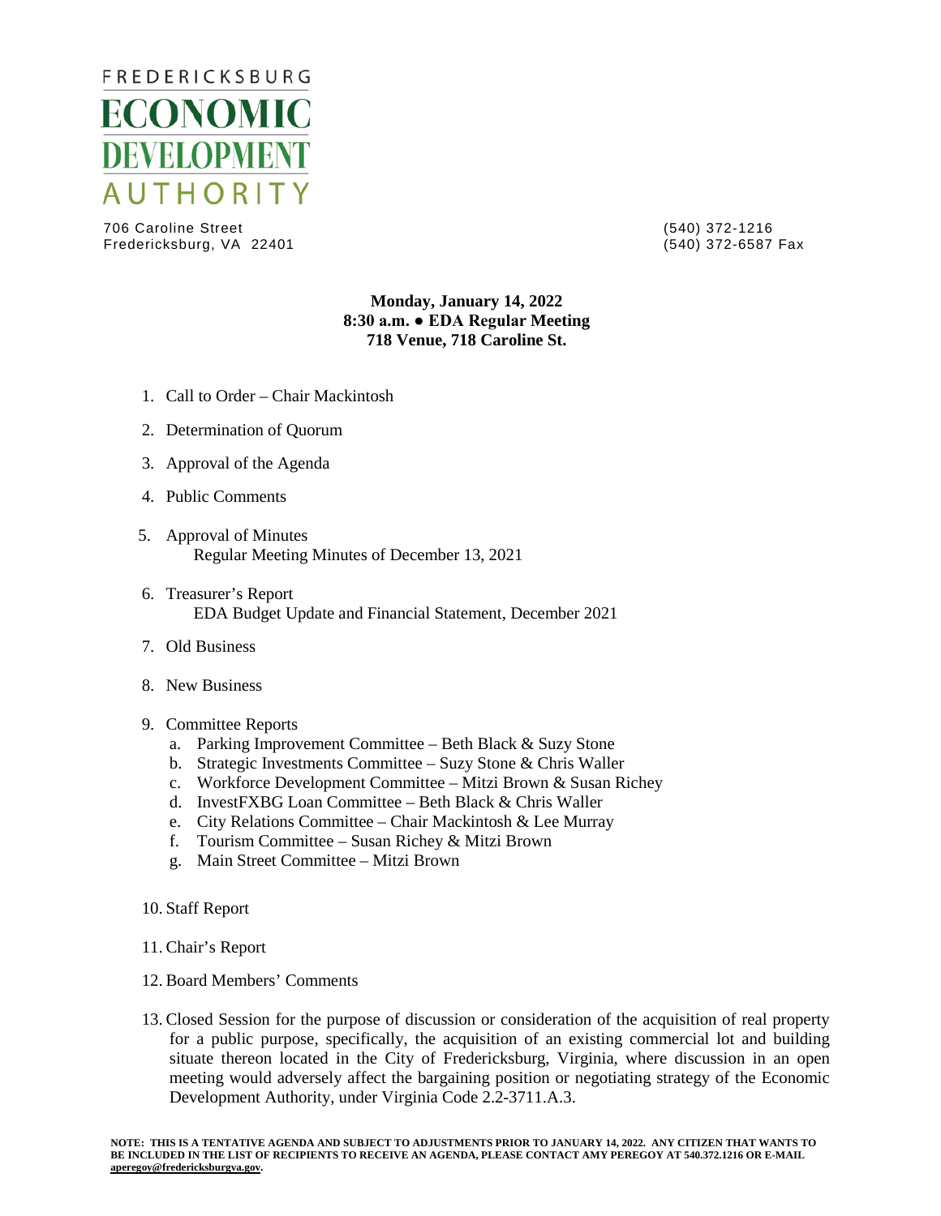# FREDERICKSBURG ECONOMIC DEVELOPMENT AUTHORITY

706 Caroline Street
Fredericksburg, VA 22401

(540) 372-1216
(540) 372-6587 Fax

**Monday, January 14, 2022**
**8:30 a.m. ● EDA Regular Meeting**
**718 Venue, 718 Caroline St.**

1. Call to Order – Chair Mackintosh
2. Determination of Quorum
3. Approval of the Agenda
4. Public Comments
5. Approval of Minutes
   Regular Meeting Minutes of December 13, 2021
6. Treasurer's Report
   EDA Budget Update and Financial Statement, December 2021
7. Old Business
8. New Business
9. Committee Reports
   a. Parking Improvement Committee – Beth Black & Suzy Stone
   b. Strategic Investments Committee – Suzy Stone & Chris Waller
   c. Workforce Development Committee – Mitzi Brown & Susan Richey
   d. InvestFXBG Loan Committee – Beth Black & Chris Waller
   e. City Relations Committee – Chair Mackintosh & Lee Murray
   f. Tourism Committee – Susan Richey & Mitzi Brown
   g. Main Street Committee – Mitzi Brown
10. Staff Report
11. Chair's Report
12. Board Members' Comments
13. Closed Session for the purpose of discussion or consideration of the acquisition of real property for a public purpose, specifically, the acquisition of an existing commercial lot and building situate thereon located in the City of Fredericksburg, Virginia, where discussion in an open meeting would adversely affect the bargaining position or negotiating strategy of the Economic Development Authority, under Virginia Code 2.2-3711.A.3.

**NOTE: THIS IS A TENTATIVE AGENDA AND SUBJECT TO ADJUSTMENTS PRIOR TO JANUARY 14, 2022. ANY CITIZEN THAT WANTS TO BE INCLUDED IN THE LIST OF RECIPIENTS TO RECEIVE AN AGENDA, PLEASE CONTACT AMY PEREGOY AT 540.372.1216 OR E-MAIL aperegoy@fredericksburgva.gov.**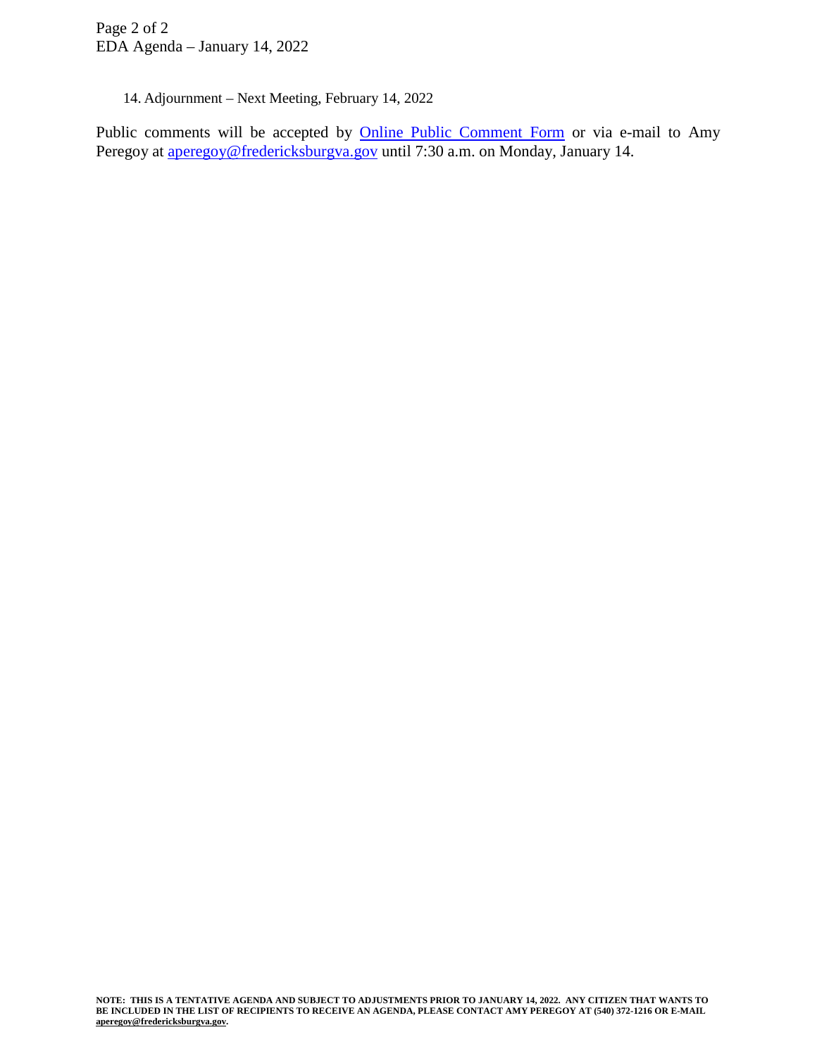14. Adjournment – Next Meeting, February 14, 2022

Public comments will be accepted by Online Public Comment Form or via e-mail to Amy Peregoy at aperegoy@fredericksburgva.gov until 7:30 a.m. on Monday, January 14.

**NOTE: THIS IS A TENTATIVE AGENDA AND SUBJECT TO ADJUSTMENTS PRIOR TO JANUARY 14, 2022. ANY CITIZEN THAT WANTS TO BE INCLUDED IN THE LIST OF RECIPIENTS TO RECEIVE AN AGENDA, PLEASE CONTACT AMY PEREGOY AT (540) 372-1216 OR E-MAIL aperegoy@fredericksburgva.gov.**